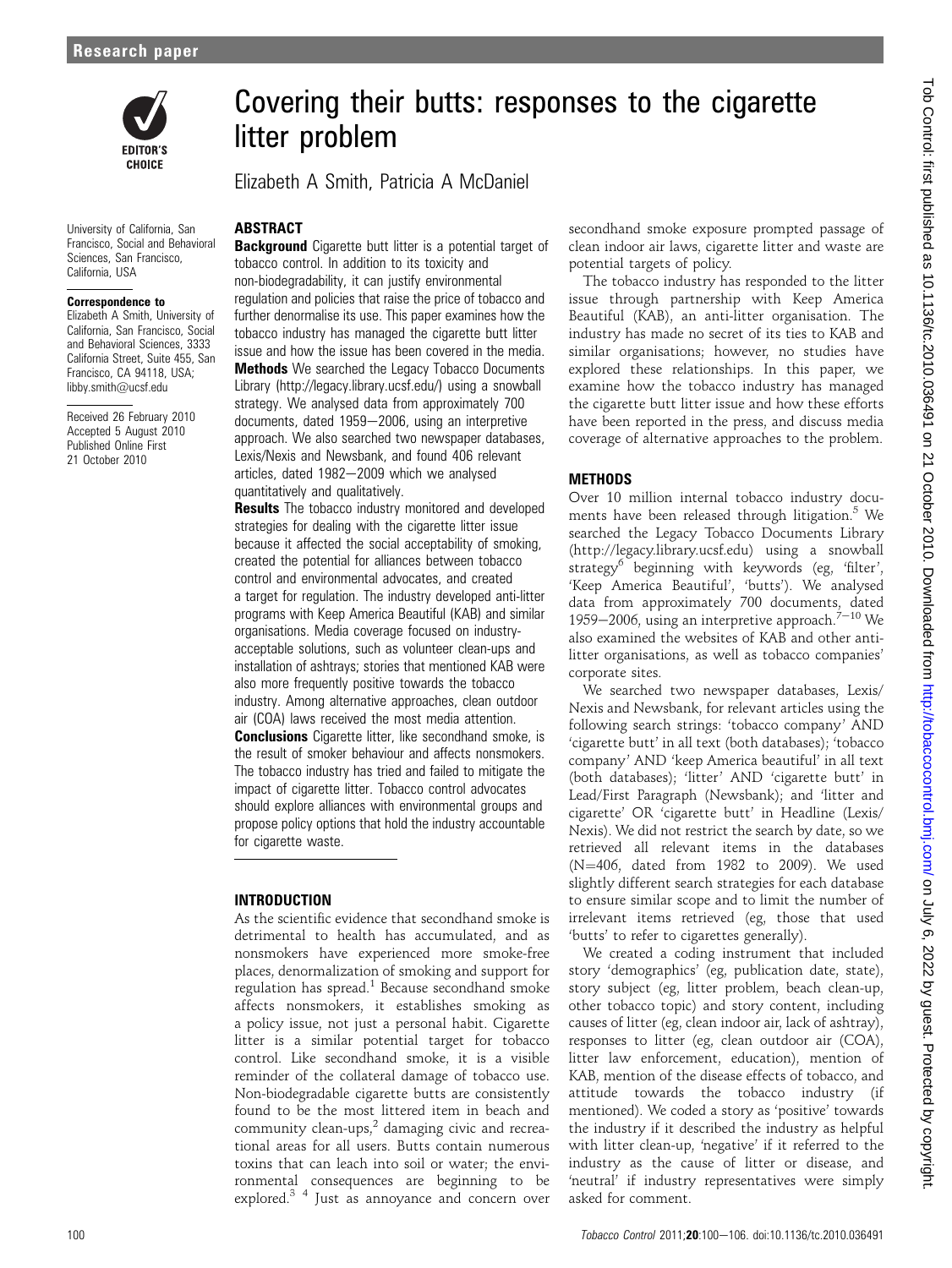Research paper

# Covering their butts: responses to the cigarette litter problem

Elizabeth A Smith, Patricia A McDaniel

University of California, San Francisco, Social and Behavioral Sciences, San Francisco, California, USA

**Correspondence to**
Elizabeth A Smith, University of California, San Francisco, Social and Behavioral Sciences, 3333 California Street, Suite 455, San Francisco, CA 94118, USA; libby.smith@ucsf.edu

Received 26 February 2010
Accepted 5 August 2010
Published Online First 21 October 2010

## ABSTRACT

**Background** Cigarette butt litter is a potential target of tobacco control. In addition to its toxicity and non-biodegradability, it can justify environmental regulation and policies that raise the price of tobacco and further denormalise its use. This paper examines how the tobacco industry has managed the cigarette butt litter issue and how the issue has been covered in the media.

**Methods** We searched the Legacy Tobacco Documents Library (http://legacy.library.ucsf.edu/) using a snowball strategy. We analysed data from approximately 700 documents, dated 1959–2006, using an interpretive approach. We also searched two newspaper databases, Lexis/Nexis and Newsbank, and found 406 relevant articles, dated 1982–2009 which we analysed quantitatively and qualitatively.

**Results** The tobacco industry monitored and developed strategies for dealing with the cigarette litter issue because it affected the social acceptability of smoking, created the potential for alliances between tobacco control and environmental advocates, and created a target for regulation. The industry developed anti-litter programs with Keep America Beautiful (KAB) and similar organisations. Media coverage focused on industry-acceptable solutions, such as volunteer clean-ups and installation of ashtrays; stories that mentioned KAB were also more frequently positive towards the tobacco industry. Among alternative approaches, clean outdoor air (COA) laws received the most media attention.

**Conclusions** Cigarette litter, like secondhand smoke, is the result of smoker behaviour and affects nonsmokers. The tobacco industry has tried and failed to mitigate the impact of cigarette litter. Tobacco control advocates should explore alliances with environmental groups and propose policy options that hold the industry accountable for cigarette waste.

## INTRODUCTION

As the scientific evidence that secondhand smoke is detrimental to health has accumulated, and as nonsmokers have experienced more smoke-free places, denormalization of smoking and support for regulation has spread.[1] Because secondhand smoke affects nonsmokers, it establishes smoking as a policy issue, not just a personal habit. Cigarette litter is a similar potential target for tobacco control. Like secondhand smoke, it is a visible reminder of the collateral damage of tobacco use. Non-biodegradable cigarette butts are consistently found to be the most littered item in beach and community clean-ups,[2] damaging civic and recreational areas for all users. Butts contain numerous toxins that can leach into soil or water; the environmental consequences are beginning to be explored.[3 4] Just as annoyance and concern over secondhand smoke exposure prompted passage of clean indoor air laws, cigarette litter and waste are potential targets of policy.

The tobacco industry has responded to the litter issue through partnership with Keep America Beautiful (KAB), an anti-litter organisation. The industry has made no secret of its ties to KAB and similar organisations; however, no studies have explored these relationships. In this paper, we examine how the tobacco industry has managed the cigarette butt litter issue and how these efforts have been reported in the press, and discuss media coverage of alternative approaches to the problem.

## METHODS

Over 10 million internal tobacco industry documents have been released through litigation.[5] We searched the Legacy Tobacco Documents Library (http://legacy.library.ucsf.edu) using a snowball strategy[6] beginning with keywords (eg, 'filter', 'Keep America Beautiful', 'butts'). We analysed data from approximately 700 documents, dated 1959–2006, using an interpretive approach.[7–10] We also examined the websites of KAB and other anti-litter organisations, as well as tobacco companies' corporate sites.

We searched two newspaper databases, Lexis/Nexis and Newsbank, for relevant articles using the following search strings: 'tobacco company' AND 'cigarette butt' in all text (both databases); 'tobacco company' AND 'keep America beautiful' in all text (both databases); 'litter' AND 'cigarette butt' in Lead/First Paragraph (Newsbank); and 'litter and cigarette' OR 'cigarette butt' in Headline (Lexis/Nexis). We did not restrict the search by date, so we retrieved all relevant items in the databases (N=406, dated from 1982 to 2009). We used slightly different search strategies for each database to ensure similar scope and to limit the number of irrelevant items retrieved (eg, those that used 'butts' to refer to cigarettes generally).

We created a coding instrument that included story 'demographics' (eg, publication date, state), story subject (eg, litter problem, beach clean-up, other tobacco topic) and story content, including causes of litter (eg, clean indoor air, lack of ashtray), responses to litter (eg, clean outdoor air (COA), litter law enforcement, education), mention of KAB, mention of the disease effects of tobacco, and attitude towards the tobacco industry (if mentioned). We coded a story as 'positive' towards the industry if it described the industry as helpful with litter clean-up, 'negative' if it referred to the industry as the cause of litter or disease, and 'neutral' if industry representatives were simply asked for comment.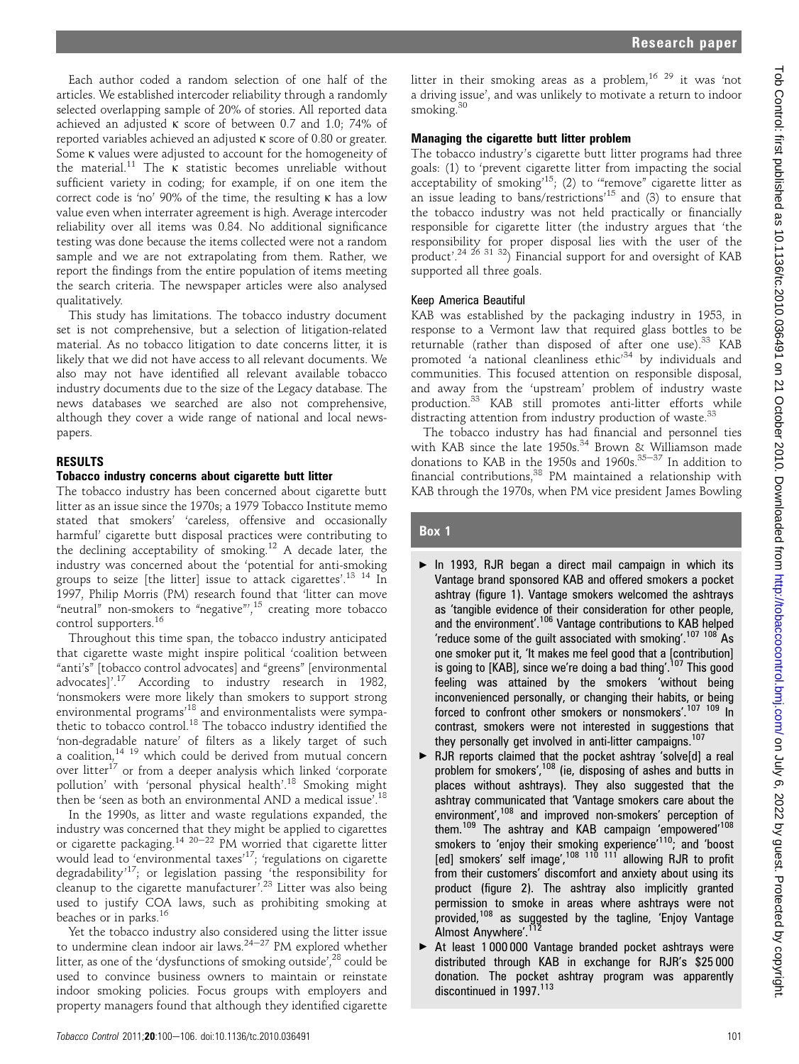Each author coded a random selection of one half of the articles. We established intercoder reliability through a randomly selected overlapping sample of 20% of stories. All reported data achieved an adjusted κ score of between 0.7 and 1.0; 74% of reported variables achieved an adjusted κ score of 0.80 or greater. Some κ values were adjusted to account for the homogeneity of the material.[11] The κ statistic becomes unreliable without sufficient variety in coding; for example, if on one item the correct code is 'no' 90% of the time, the resulting κ has a low value even when interrater agreement is high. Average intercoder reliability over all items was 0.84. No additional significance testing was done because the items collected were not a random sample and we are not extrapolating from them. Rather, we report the findings from the entire population of items meeting the search criteria. The newspaper articles were also analysed qualitatively.

This study has limitations. The tobacco industry document set is not comprehensive, but a selection of litigation-related material. As no tobacco litigation to date concerns litter, it is likely that we did not have access to all relevant documents. We also may not have identified all relevant available tobacco industry documents due to the size of the Legacy database. The news databases we searched are also not comprehensive, although they cover a wide range of national and local newspapers.

## RESULTS

### Tobacco industry concerns about cigarette butt litter

The tobacco industry has been concerned about cigarette butt litter as an issue since the 1970s; a 1979 Tobacco Institute memo stated that smokers' 'careless, offensive and occasionally harmful' cigarette butt disposal practices were contributing to the declining acceptability of smoking.[12] A decade later, the industry was concerned about the 'potential for anti-smoking groups to seize [the litter] issue to attack cigarettes'.[13 14] In 1997, Philip Morris (PM) research found that 'litter can move "neutral" non-smokers to "negative"',[15] creating more tobacco control supporters.[16]

Throughout this time span, the tobacco industry anticipated that cigarette waste might inspire political 'coalition between "anti's" [tobacco control advocates] and "greens" [environmental advocates]'.[17] According to industry research in 1982, 'nonsmokers were more likely than smokers to support strong environmental programs'[18] and environmentalists were sympathetic to tobacco control.[18] The tobacco industry identified the 'non-degradable nature' of filters as a likely target of such a coalition,[14 19] which could be derived from mutual concern over litter[17] or from a deeper analysis which linked 'corporate pollution' with 'personal physical health'.[18] Smoking might then be 'seen as both an environmental AND a medical issue'.[18]

In the 1990s, as litter and waste regulations expanded, the industry was concerned that they might be applied to cigarettes or cigarette packaging.[14 20–22] PM worried that cigarette litter would lead to 'environmental taxes'[17]; 'regulations on cigarette degradability'[17]; or legislation passing 'the responsibility for cleanup to the cigarette manufacturer'.[23] Litter was also being used to justify COA laws, such as prohibiting smoking at beaches or in parks.[16]

Yet the tobacco industry also considered using the litter issue to undermine clean indoor air laws.[24–27] PM explored whether litter, as one of the 'dysfunctions of smoking outside',[28] could be used to convince business owners to maintain or reinstate indoor smoking policies. Focus groups with employers and property managers found that although they identified cigarette litter in their smoking areas as a problem,[16 29] it was 'not a driving issue', and was unlikely to motivate a return to indoor smoking.[30]

### Managing the cigarette butt litter problem

The tobacco industry's cigarette butt litter programs had three goals: (1) to 'prevent cigarette litter from impacting the social acceptability of smoking'[15]; (2) to '"remove" cigarette litter as an issue leading to bans/restrictions'[15] and (3) to ensure that the tobacco industry was not held practically or financially responsible for cigarette litter (the industry argues that 'the responsibility for proper disposal lies with the user of the product'.[24 26 31 32]) Financial support for and oversight of KAB supported all three goals.

#### Keep America Beautiful

KAB was established by the packaging industry in 1953, in response to a Vermont law that required glass bottles to be returnable (rather than disposed of after one use).[33] KAB promoted 'a national cleanliness ethic'[34] by individuals and communities. This focused attention on responsible disposal, and away from the 'upstream' problem of industry waste production.[33] KAB still promotes anti-litter efforts while distracting attention from industry production of waste.[33]

The tobacco industry has had financial and personnel ties with KAB since the late 1950s.[34] Brown & Williamson made donations to KAB in the 1950s and 1960s.[35–37] In addition to financial contributions,[38] PM maintained a relationship with KAB through the 1970s, when PM vice president James Bowling

**Box 1**

- In 1993, RJR began a direct mail campaign in which its Vantage brand sponsored KAB and offered smokers a pocket ashtray (figure 1). Vantage smokers welcomed the ashtrays as 'tangible evidence of their consideration for other people, and the environment'.[106] Vantage contributions to KAB helped 'reduce some of the guilt associated with smoking'.[107 108] As one smoker put it, 'It makes me feel good that a [contribution] is going to [KAB], since we're doing a bad thing'.[107] This good feeling was attained by the smokers 'without being inconvenienced personally, or changing their habits, or being forced to confront other smokers or nonsmokers'.[107 109] In contrast, smokers were not interested in suggestions that they personally get involved in anti-litter campaigns.[107]
- RJR reports claimed that the pocket ashtray 'solve[d] a real problem for smokers',[108] (ie, disposing of ashes and butts in places without ashtrays). They also suggested that the ashtray communicated that 'Vantage smokers care about the environment',[108] and improved non-smokers' perception of them.[109] The ashtray and KAB campaign 'empowered'[108] smokers to 'enjoy their smoking experience'[110]; and 'boost [ed] smokers' self image',[108 110 111] allowing RJR to profit from their customers' discomfort and anxiety about using its product (figure 2). The ashtray also implicitly granted permission to smoke in areas where ashtrays were not provided,[108] as suggested by the tagline, 'Enjoy Vantage Almost Anywhere'.[112]
- At least 1 000 000 Vantage branded pocket ashtrays were distributed through KAB in exchange for RJR's $25 000 donation. The pocket ashtray program was apparently discontinued in 1997.[113]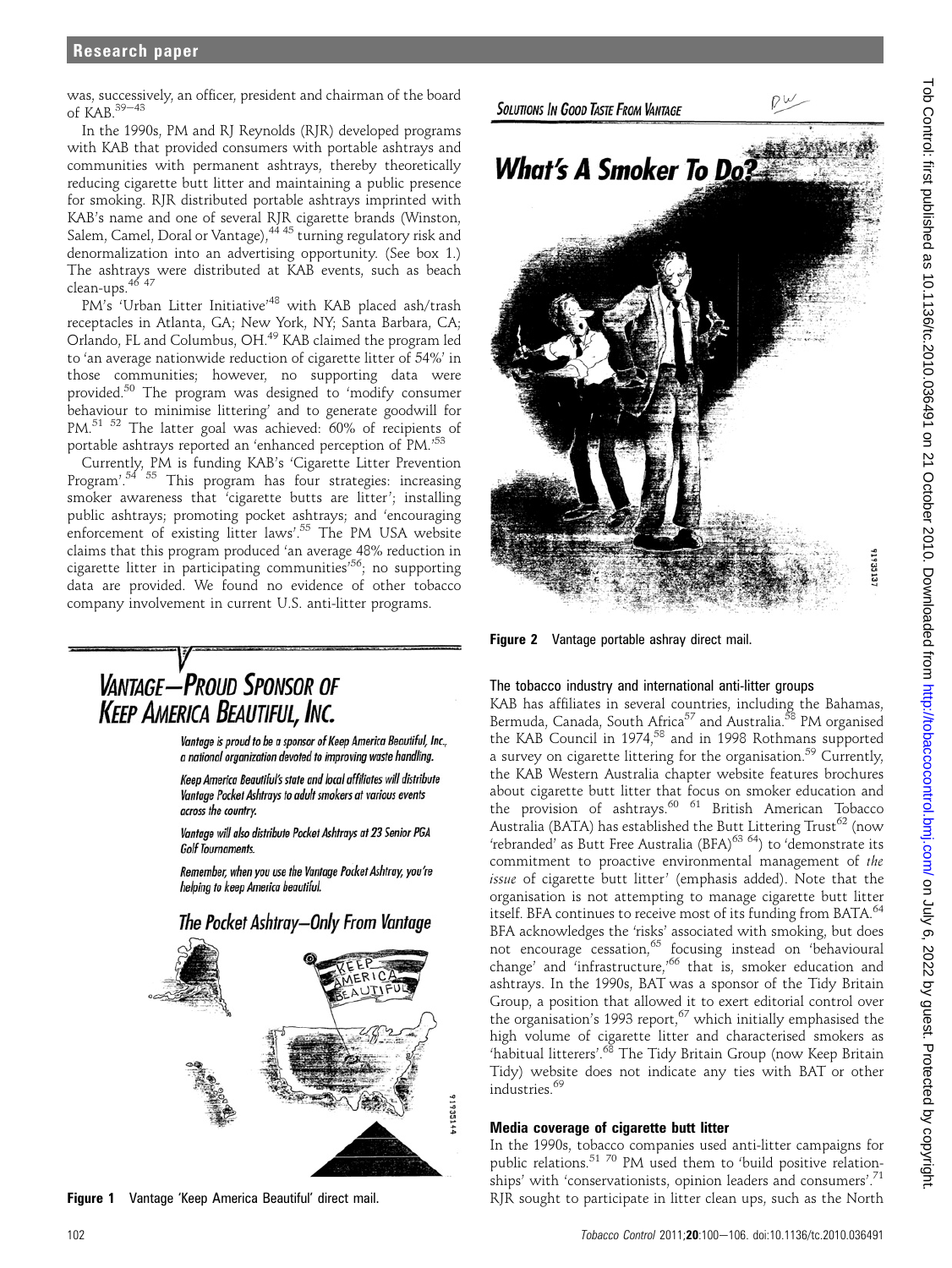was, successively, an officer, president and chairman of the board of KAB.[39–43]

In the 1990s, PM and RJ Reynolds (RJR) developed programs with KAB that provided consumers with portable ashtrays and communities with permanent ashtrays, thereby theoretically reducing cigarette butt litter and maintaining a public presence for smoking. RJR distributed portable ashtrays imprinted with KAB's name and one of several RJR cigarette brands (Winston, Salem, Camel, Doral or Vantage),[44 45] turning regulatory risk and denormalization into an advertising opportunity. (See box 1.) The ashtrays were distributed at KAB events, such as beach clean-ups.[46 47]

PM's 'Urban Litter Initiative'[48] with KAB placed ash/trash receptacles in Atlanta, GA; New York, NY; Santa Barbara, CA; Orlando, FL and Columbus, OH.[49] KAB claimed the program led to 'an average nationwide reduction of cigarette litter of 54%' in those communities; however, no supporting data were provided.[50] The program was designed to 'modify consumer behaviour to minimise littering' and to generate goodwill for PM.[51 52] The latter goal was achieved: 60% of recipients of portable ashtrays reported an 'enhanced perception of PM.'[53]

Currently, PM is funding KAB's 'Cigarette Litter Prevention Program'.[54 55] This program has four strategies: increasing smoker awareness that 'cigarette butts are litter'; installing public ashtrays; promoting pocket ashtrays; and 'encouraging enforcement of existing litter laws'.[55] The PM USA website claims that this program produced 'an average 48% reduction in cigarette litter in participating communities'[56]; no supporting data are provided. We found no evidence of other tobacco company involvement in current U.S. anti-litter programs.

Figure 1 Vantage 'Keep America Beautiful' direct mail.

Figure 2 Vantage portable ashray direct mail.

### The tobacco industry and international anti-litter groups

KAB has affiliates in several countries, including the Bahamas, Bermuda, Canada, South Africa[57] and Australia.[58] PM organised the KAB Council in 1974,[58] and in 1998 Rothmans supported a survey on cigarette littering for the organisation.[59] Currently, the KAB Western Australia chapter website features brochures about cigarette butt litter that focus on smoker education and the provision of ashtrays.[60 61] British American Tobacco Australia (BATA) has established the Butt Littering Trust[62] (now 'rebranded' as Butt Free Australia (BFA)[63 64]) to 'demonstrate its commitment to proactive environmental management of *the issue* of cigarette butt litter' (emphasis added). Note that the organisation is not attempting to manage cigarette butt litter itself. BFA continues to receive most of its funding from BATA.[64] BFA acknowledges the 'risks' associated with smoking, but does not encourage cessation,[65] focusing instead on 'behavioural change' and 'infrastructure,'[66] that is, smoker education and ashtrays. In the 1990s, BAT was a sponsor of the Tidy Britain Group, a position that allowed it to exert editorial control over the organisation's 1993 report,[67] which initially emphasised the high volume of cigarette litter and characterised smokers as 'habitual litterers'.[68] The Tidy Britain Group (now Keep Britain Tidy) website does not indicate any ties with BAT or other industries.[69]

## Media coverage of cigarette butt litter

In the 1990s, tobacco companies used anti-litter campaigns for public relations.[51 70] PM used them to 'build positive relationships' with 'conservationists, opinion leaders and consumers'.[71] RJR sought to participate in litter clean ups, such as the North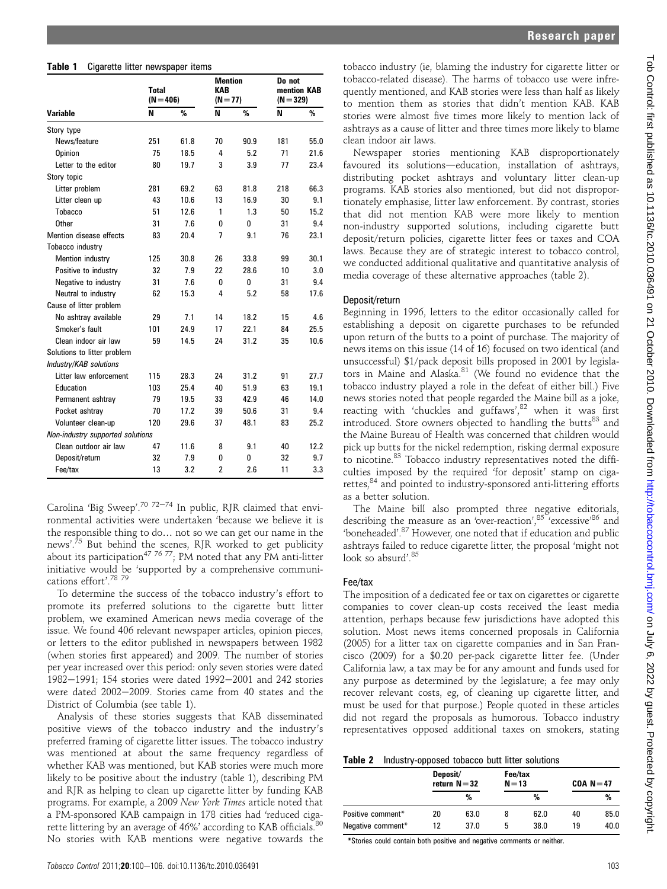**Table 1** Cigarette litter newspaper items

| Variable | Total (N=406) | | Mention KAB (N=77) | | Do not mention KAB (N=329) | |
|---|---|---|---|---|---|---|
| | N | % | N | % | N | % |
| Story type | | | | | | |
| News/feature | 251 | 61.8 | 70 | 90.9 | 181 | 55.0 |
| Opinion | 75 | 18.5 | 4 | 5.2 | 71 | 21.6 |
| Letter to the editor | 80 | 19.7 | 3 | 3.9 | 77 | 23.4 |
| Story topic | | | | | | |
| Litter problem | 281 | 69.2 | 63 | 81.8 | 218 | 66.3 |
| Litter clean up | 43 | 10.6 | 13 | 16.9 | 30 | 9.1 |
| Tobacco | 51 | 12.6 | 1 | 1.3 | 50 | 15.2 |
| Other | 31 | 7.6 | 0 | 0 | 31 | 9.4 |
| Mention disease effects | 83 | 20.4 | 7 | 9.1 | 76 | 23.1 |
| Tobacco industry | | | | | | |
| Mention industry | 125 | 30.8 | 26 | 33.8 | 99 | 30.1 |
| Positive to industry | 32 | 7.9 | 22 | 28.6 | 10 | 3.0 |
| Negative to industry | 31 | 7.6 | 0 | 0 | 31 | 9.4 |
| Neutral to industry | 62 | 15.3 | 4 | 5.2 | 58 | 17.6 |
| Cause of litter problem | | | | | | |
| No ashtray available | 29 | 7.1 | 14 | 18.2 | 15 | 4.6 |
| Smoker's fault | 101 | 24.9 | 17 | 22.1 | 84 | 25.5 |
| Clean indoor air law | 59 | 14.5 | 24 | 31.2 | 35 | 10.6 |
| Solutions to litter problem | | | | | | |
| *Industry/KAB solutions* | | | | | | |
| Litter law enforcement | 115 | 28.3 | 24 | 31.2 | 91 | 27.7 |
| Education | 103 | 25.4 | 40 | 51.9 | 63 | 19.1 |
| Permanent ashtray | 79 | 19.5 | 33 | 42.9 | 46 | 14.0 |
| Pocket ashtray | 70 | 17.2 | 39 | 50.6 | 31 | 9.4 |
| Volunteer clean-up | 120 | 29.6 | 37 | 48.1 | 83 | 25.2 |
| *Non-industry supported solutions* | | | | | | |
| Clean outdoor air law | 47 | 11.6 | 8 | 9.1 | 40 | 12.2 |
| Deposit/return | 32 | 7.9 | 0 | 0 | 32 | 9.7 |
| Fee/tax | 13 | 3.2 | 2 | 2.6 | 11 | 3.3 |

Carolina 'Big Sweep'.[70 72–74] In public, RJR claimed that environmental activities were undertaken 'because we believe it is the responsible thing to do… not so we can get our name in the news'.[75] But behind the scenes, RJR worked to get publicity about its participation[47 76 77]; PM noted that any PM anti-litter initiative would be 'supported by a comprehensive communications effort'.[78 79]

To determine the success of the tobacco industry's effort to promote its preferred solutions to the cigarette butt litter problem, we examined American news media coverage of the issue. We found 406 relevant newspaper articles, opinion pieces, or letters to the editor published in newspapers between 1982 (when stories first appeared) and 2009. The number of stories per year increased over this period: only seven stories were dated 1982–1991; 154 stories were dated 1992–2001 and 242 stories were dated 2002–2009. Stories came from 40 states and the District of Columbia (see table 1).

Analysis of these stories suggests that KAB disseminated positive views of the tobacco industry and the industry's preferred framing of cigarette litter issues. The tobacco industry was mentioned at about the same frequency regardless of whether KAB was mentioned, but KAB stories were much more likely to be positive about the industry (table 1), describing PM and RJR as helping to clean up cigarette litter by funding KAB programs. For example, a 2009 *New York Times* article noted that a PM-sponsored KAB campaign in 178 cities had 'reduced cigarette littering by an average of 46%' according to KAB officials.[80] No stories with KAB mentions were negative towards the tobacco industry (ie, blaming the industry for cigarette litter or tobacco-related disease). The harms of tobacco use were infrequently mentioned, and KAB stories were less than half as likely to mention them as stories that didn't mention KAB. KAB stories were almost five times more likely to mention lack of ashtrays as a cause of litter and three times more likely to blame clean indoor air laws.

Newspaper stories mentioning KAB disproportionately favoured its solutions—education, installation of ashtrays, distributing pocket ashtrays and voluntary litter clean-up programs. KAB stories also mentioned, but did not disproportionately emphasise, litter law enforcement. By contrast, stories that did not mention KAB were more likely to mention non-industry supported solutions, including cigarette butt deposit/return policies, cigarette litter fees or taxes and COA laws. Because they are of strategic interest to tobacco control, we conducted additional qualitative and quantitative analysis of media coverage of these alternative approaches (table 2).

### Deposit/return

Beginning in 1996, letters to the editor occasionally called for establishing a deposit on cigarette purchases to be refunded upon return of the butts to a point of purchase. The majority of news items on this issue (14 of 16) focused on two identical (and unsuccessful) $1/pack deposit bills proposed in 2001 by legislators in Maine and Alaska.[81] (We found no evidence that the tobacco industry played a role in the defeat of either bill.) Five news stories noted that people regarded the Maine bill as a joke, reacting with 'chuckles and guffaws',[82] when it was first introduced. Store owners objected to handling the butts[83] and the Maine Bureau of Health was concerned that children would pick up butts for the nickel redemption, risking dermal exposure to nicotine.[83] Tobacco industry representatives noted the difficulties imposed by the required 'for deposit' stamp on cigarettes,[84] and pointed to industry-sponsored anti-littering efforts as a better solution.

The Maine bill also prompted three negative editorials, describing the measure as an 'over-reaction',[85] 'excessive'[86] and 'boneheaded'.[87] However, one noted that if education and public ashtrays failed to reduce cigarette litter, the proposal 'might not look so absurd'.[85]

### Fee/tax

The imposition of a dedicated fee or tax on cigarettes or cigarette companies to cover clean-up costs received the least media attention, perhaps because few jurisdictions have adopted this solution. Most news items concerned proposals in California (2005) for a litter tax on cigarette companies and in San Francisco (2009) for a $0.20 per-pack cigarette litter fee. (Under California law, a tax may be for any amount and funds used for any purpose as determined by the legislature; a fee may only recover relevant costs, eg, of cleaning up cigarette litter, and must be used for that purpose.) People quoted in these articles did not regard the proposals as humorous. Tobacco industry representatives opposed additional taxes on smokers, stating

**Table 2** Industry-opposed tobacco butt litter solutions

| | Deposit/ return N=32 | | Fee/tax N=13 | | COA N=47 | |
|---|---|---|---|---|---|---|
| | | % | | % | | % |
| Positive comment* | 20 | 63.0 | 8 | 62.0 | 40 | 85.0 |
| Negative comment* | 12 | 37.0 | 5 | 38.0 | 19 | 40.0 |

*Stories could contain both positive and negative comments or neither.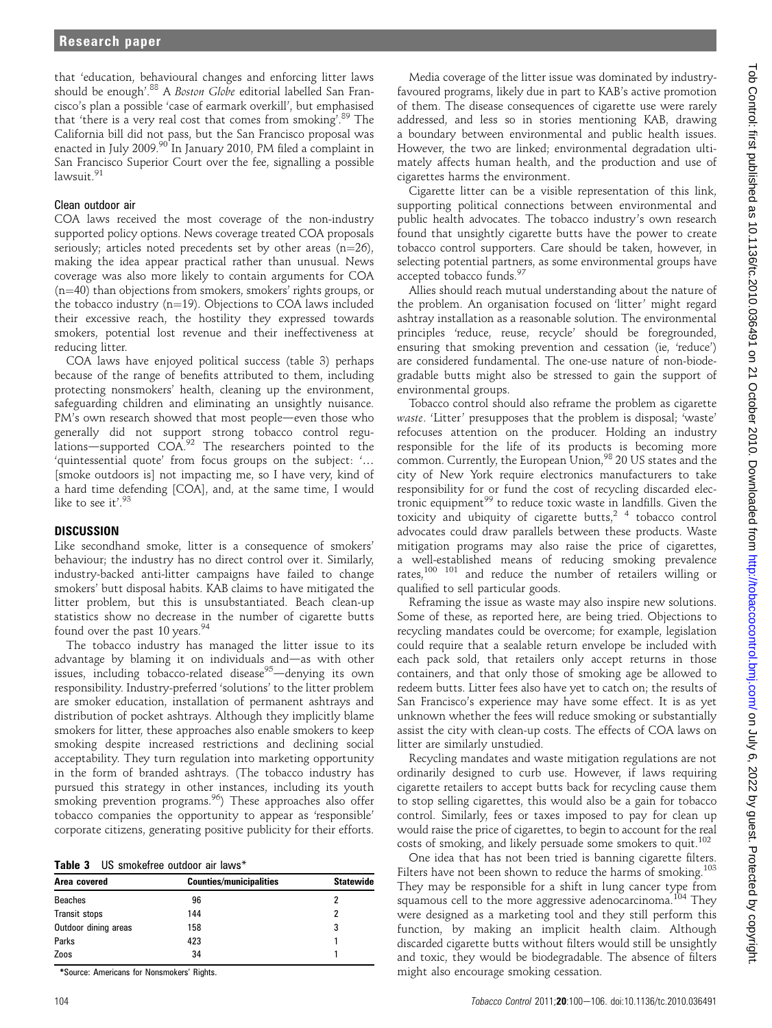that 'education, behavioural changes and enforcing litter laws should be enough'.[88] A *Boston Globe* editorial labelled San Francisco's plan a possible 'case of earmark overkill', but emphasised that 'there is a very real cost that comes from smoking'.[89] The California bill did not pass, but the San Francisco proposal was enacted in July 2009.[90] In January 2010, PM filed a complaint in San Francisco Superior Court over the fee, signalling a possible lawsuit.[91]

### Clean outdoor air

COA laws received the most coverage of the non-industry supported policy options. News coverage treated COA proposals seriously; articles noted precedents set by other areas (n=26), making the idea appear practical rather than unusual. News coverage was also more likely to contain arguments for COA (n=40) than objections from smokers, smokers' rights groups, or the tobacco industry (n=19). Objections to COA laws included their excessive reach, the hostility they expressed towards smokers, potential lost revenue and their ineffectiveness at reducing litter.

COA laws have enjoyed political success (table 3) perhaps because of the range of benefits attributed to them, including protecting nonsmokers' health, cleaning up the environment, safeguarding children and eliminating an unsightly nuisance. PM's own research showed that most people—even those who generally did not support strong tobacco control regulations—supported COA.[92] The researchers pointed to the 'quintessential quote' from focus groups on the subject: '... [smoke outdoors is] not impacting me, so I have very, kind of a hard time defending [COA], and, at the same time, I would like to see it'.[93]

## DISCUSSION

Like secondhand smoke, litter is a consequence of smokers' behaviour; the industry has no direct control over it. Similarly, industry-backed anti-litter campaigns have failed to change smokers' butt disposal habits. KAB claims to have mitigated the litter problem, but this is unsubstantiated. Beach clean-up statistics show no decrease in the number of cigarette butts found over the past 10 years.[94]

The tobacco industry has managed the litter issue to its advantage by blaming it on individuals and—as with other issues, including tobacco-related disease[95]—denying its own responsibility. Industry-preferred 'solutions' to the litter problem are smoker education, installation of permanent ashtrays and distribution of pocket ashtrays. Although they implicitly blame smokers for litter, these approaches also enable smokers to keep smoking despite increased restrictions and declining social acceptability. They turn regulation into marketing opportunity in the form of branded ashtrays. (The tobacco industry has pursued this strategy in other instances, including its youth smoking prevention programs.[96]) These approaches also offer tobacco companies the opportunity to appear as 'responsible' corporate citizens, generating positive publicity for their efforts.

**Table 3** US smokefree outdoor air laws*

| Area covered | Counties/municipalities | Statewide |
|---|---|---|
| Beaches | 96 | 2 |
| Transit stops | 144 | 2 |
| Outdoor dining areas | 158 | 3 |
| Parks | 423 | 1 |
| Zoos | 34 | 1 |

*Source: Americans for Nonsmokers' Rights.

Media coverage of the litter issue was dominated by industry-favoured programs, likely due in part to KAB's active promotion of them. The disease consequences of cigarette use were rarely addressed, and less so in stories mentioning KAB, drawing a boundary between environmental and public health issues. However, the two are linked; environmental degradation ultimately affects human health, and the production and use of cigarettes harms the environment.

Cigarette litter can be a visible representation of this link, supporting political connections between environmental and public health advocates. The tobacco industry's own research found that unsightly cigarette butts have the power to create tobacco control supporters. Care should be taken, however, in selecting potential partners, as some environmental groups have accepted tobacco funds.[97]

Allies should reach mutual understanding about the nature of the problem. An organisation focused on 'litter' might regard ashtray installation as a reasonable solution. The environmental principles 'reduce, reuse, recycle' should be foregrounded, ensuring that smoking prevention and cessation (ie, 'reduce') are considered fundamental. The one-use nature of non-biodegradable butts might also be stressed to gain the support of environmental groups.

Tobacco control should also reframe the problem as cigarette *waste*. 'Litter' presupposes that the problem is disposal; 'waste' refocuses attention on the producer. Holding an industry responsible for the life of its products is becoming more common. Currently, the European Union,[98] 20 US states and the city of New York require electronics manufacturers to take responsibility for or fund the cost of recycling discarded electronic equipment[99] to reduce toxic waste in landfills. Given the toxicity and ubiquity of cigarette butts,[2 4] tobacco control advocates could draw parallels between these products. Waste mitigation programs may also raise the price of cigarettes, a well-established means of reducing smoking prevalence rates,[100 101] and reduce the number of retailers willing or qualified to sell particular goods.

Reframing the issue as waste may also inspire new solutions. Some of these, as reported here, are being tried. Objections to recycling mandates could be overcome; for example, legislation could require that a sealable return envelope be included with each pack sold, that retailers only accept returns in those containers, and that only those of smoking age be allowed to redeem butts. Litter fees also have yet to catch on; the results of San Francisco's experience may have some effect. It is as yet unknown whether the fees will reduce smoking or substantially assist the city with clean-up costs. The effects of COA laws on litter are similarly unstudied.

Recycling mandates and waste mitigation regulations are not ordinarily designed to curb use. However, if laws requiring cigarette retailers to accept butts back for recycling cause them to stop selling cigarettes, this would also be a gain for tobacco control. Similarly, fees or taxes imposed to pay for clean up would raise the price of cigarettes, to begin to account for the real costs of smoking, and likely persuade some smokers to quit.[102]

One idea that has not been tried is banning cigarette filters. Filters have not been shown to reduce the harms of smoking.[103] They may be responsible for a shift in lung cancer type from squamous cell to the more aggressive adenocarcinoma.[104] They were designed as a marketing tool and they still perform this function, by making an implicit health claim. Although discarded cigarette butts without filters would still be unsightly and toxic, they would be biodegradable. The absence of filters might also encourage smoking cessation.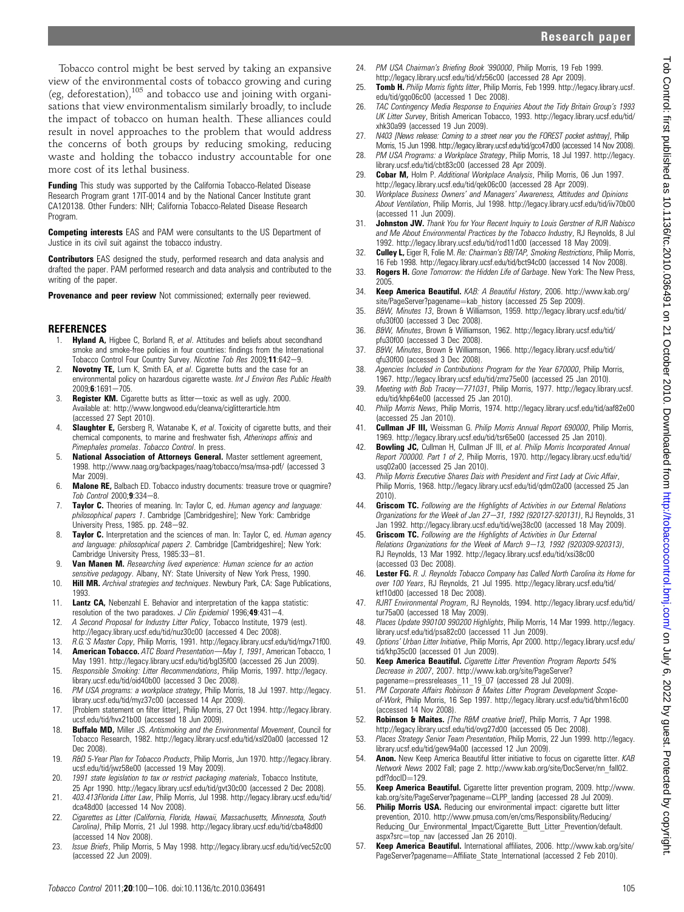Tobacco control might be best served by taking an expansive view of the environmental costs of tobacco growing and curing (eg, deforestation),[105] and tobacco use and joining with organisations that view environmentalism similarly broadly, to include the impact of tobacco on human health. These alliances could result in novel approaches to the problem that would address the concerns of both groups by reducing smoking, reducing waste and holding the tobacco industry accountable for one more cost of its lethal business.

**Funding** This study was supported by the California Tobacco-Related Disease Research Program grant 17IT-0014 and by the National Cancer Institute grant CA120138. Other Funders: NIH; California Tobacco-Related Disease Research Program.

**Competing interests** EAS and PAM were consultants to the US Department of Justice in its civil suit against the tobacco industry.

**Contributors** EAS designed the study, performed research and data analysis and drafted the paper. PAM performed research and data analysis and contributed to the writing of the paper.

**Provenance and peer review** Not commissioned; externally peer reviewed.

## REFERENCES

1. **Hyland A,** Higbee C, Borland R, *et al*. Attitudes and beliefs about secondhand smoke and smoke-free policies in four countries: findings from the International Tobacco Control Four Country Survey. *Nicotine Tob Res* 2009;**11**:642—9.
2. **Novotny TE,** Lum K, Smith EA, *et al*. Cigarette butts and the case for an environmental policy on hazardous cigarette waste. *Int J Environ Res Public Health* 2009;**6**:1691—705.
3. **Register KM.** Cigarette butts as litter—toxic as well as ugly. 2000. Available at: http://www.longwood.edu/cleanva/ciglitterarticle.htm (accessed 27 Sept 2010).
4. **Slaughter E,** Gersberg R, Watanabe K, *et al*. Toxicity of cigarette butts, and their chemical components, to marine and freshwater fish, *Atherinops affinis* and *Pimephales promelas*. *Tobacco Control*. In press.
5. **National Association of Attorneys General.** Master settlement agreement, 1998. http://www.naag.org/backpages/naag/tobacco/msa/msa-pdf/ (accessed 3 Mar 2009).
6. **Malone RE,** Balbach ED. Tobacco industry documents: treasure trove or quagmire? *Tob Control* 2000;**9**:334—8.
7. **Taylor C.** Theories of meaning. In: Taylor C, ed. *Human agency and language: philosophical papers 1*. Cambridge [Cambridgeshire]; New York: Cambridge University Press, 1985. pp. 248—92.
8. **Taylor C.** Interpretation and the sciences of man. In: Taylor C, ed. *Human agency and language: philosophical papers 2*. Cambridge [Cambridgeshire]; New York: Cambridge University Press, 1985:33—81.
9. **Van Manen M.** *Researching lived experience: Human science for an action sensitive pedagogy*. Albany, NY: State University of New York Press, 1990.
10. **Hill MR.** *Archival strategies and techniques*. Newbury Park, CA: Sage Publications, 1993.
11. **Lantz CA,** Nebenzahl E. Behavior and interpretation of the kappa statistic: resolution of the two paradoxes. *J Clin Epidemiol* 1996;**49**:431—4.
12. *A Second Proposal for Industry Litter Policy*, Tobacco Institute, 1979 (est). http://legacy.library.ucsf.edu/tid/nuz30c00 (accessed 4 Dec 2008).
13. *R.G.'S Master Copy*, Philip Morris, 1991. http://legacy.library.ucsf.edu/tid/mgx71f00.
14. **American Tobacco.** *ATC Board Presentation—May 1, 1991*, American Tobacco, 1 May 1991. http://legacy.library.ucsf.edu/tid/bgl35f00 (accessed 26 Jun 2009).
15. *Responsible Smoking: Litter Recommendations*, Philip Morris, 1997. http://legacy.library.ucsf.edu/tid/oid40b00 (accessed 3 Dec 2008).
16. *PM USA programs: a workplace strategy*, Philip Morris, 18 Jul 1997. http://legacy.library.ucsf.edu/tid/myz37c00 (accessed 14 Apr 2009).
17. [Problem statement on filter litter], Philip Morris, 27 Oct 1994. http://legacy.library.ucsf.edu/tid/hvx21b00 (accessed 18 Jun 2009).
18. **Buffalo MD,** Miller JS. *Antismoking and the Environmental Movement*, Council for Tobacco Research, 1982. http://legacy.library.ucsf.edu/tid/xsl20a00 (accessed 12 Dec 2008).
19. *R&D 5-Year Plan for Tobacco Products*, Philip Morris, Jun 1970. http://legacy.library.ucsf.edu/tid/jwz58e00 (accessed 19 May 2009).
20. *1991 state legislation to tax or restrict packaging materials*, Tobacco Institute, 25 Apr 1990. http://legacy.library.ucsf.edu/tid/gvt30c00 (accessed 2 Dec 2008).
21. *403.413Florida Litter Law*, Philip Morris, Jul 1998. http://legacy.library.ucsf.edu/tid/dca48d00 (accessed 14 Nov 2008).
22. *Cigarettes as Litter (California, Florida, Hawaii, Massachusetts, Minnesota, South Carolina)*, Philip Morris, 21 Jul 1998. http://legacy.library.ucsf.edu/tid/cba48d00 (accessed 14 Nov 2008).
23. *Issue Briefs*, Philip Morris, 5 May 1998. http://legacy.library.ucsf.edu/tid/vec52c00 (accessed 22 Jun 2009).
24. *PM USA Chairman's Briefing Book '990000*, Philip Morris, 19 Feb 1999. http://legacy.library.ucsf.edu/tid/xfz56c00 (accessed 28 Apr 2009).
25. **Tomb H.** *Philip Morris fights litter*, Philip Morris, Feb 1999. http://legacy.library.ucsf.edu/tid/gqo06c00 (accessed 1 Dec 2008).
26. *TAC Contingency Media Response to Enquiries About the Tidy Britain Group's 1993 UK Litter Survey*, British American Tobacco, 1993. http://legacy.library.ucsf.edu/tid/xhk30a99 (accessed 19 Jun 2009).
27. *N403 [News release: Coming to a street near you the FOREST pocket ashtray]*, Philip Morris, 15 Jun 1998. http://legacy.library.ucsf.edu/tid/gco47d00 (accessed 14 Nov 2008).
28. *PM USA Programs: a Workplace Strategy*, Philip Morris, 18 Jul 1997. http://legacy.library.ucsf.edu/tid/cbt83c00 (accessed 28 Apr 2009).
29. **Cobar M,** Holm P. *Additional Workplace Analysis*, Philip Morris, 06 Jun 1997. http://legacy.library.ucsf.edu/tid/qek06c00 (accessed 28 Apr 2009).
30. *Workplace Business Owners' and Managers' Awareness, Attitudes and Opinions About Ventilation*, Philip Morris, Jul 1998. http://legacy.library.ucsf.edu/tid/iiv70b00 (accessed 11 Jun 2009).
31. **Johnston JW.** *Thank You for Your Recent Inquiry to Louis Gerstner of RJR Nabisco and Me About Environmental Practices by the Tobacco Industry*, RJ Reynolds, 8 Jul 1992. http://legacy.library.ucsf.edu/tid/rod11d00 (accessed 18 May 2009).
32. **Culley L,** Eiger R, Folie M. *Re: Chairman's BB/TAP, Smoking Restrictions*, Philip Morris, 16 Feb 1998. http://legacy.library.ucsf.edu/tid/bct94c00 (accessed 14 Nov 2008).
33. **Rogers H.** *Gone Tomorrow: the Hidden Life of Garbage*. New York: The New Press, 2005.
34. **Keep America Beautiful.** *KAB: A Beautiful History*, 2006. http://www.kab.org/site/PageServer?pagename=kab_history (accessed 25 Sep 2009).
35. *B&W, Minutes 13*, Brown & Williamson, 1959. http://legacy.library.ucsf.edu/tid/ofu30f00 (accessed 3 Dec 2008).
36. *B&W, Minutes*, Brown & Williamson, 1962. http://legacy.library.ucsf.edu/tid/pfu30f00 (accessed 3 Dec 2008).
37. *B&W, Minutes*, Brown & Williamson, 1966. http://legacy.library.ucsf.edu/tid/qfu30f00 (accessed 3 Dec 2008).
38. *Agencies Included in Contributions Program for the Year 670000*, Philip Morris, 1967. http://legacy.library.ucsf.edu/tid/zmz75e00 (accessed 25 Jan 2010).
39. *Meeting with Bob Tracey—771031*, Philip Morris, 1977. http://legacy.library.ucsf.edu/tid/khp64e00 (accessed 25 Jan 2010).
40. *Philip Morris News*, Philip Morris, 1974. http://legacy.library.ucsf.edu/tid/aaf82e00 (accessed 25 Jan 2010).
41. **Cullman JF III,** Weissman G. *Philip Morris Annual Report 690000*, Philip Morris, 1969. http://legacy.library.ucsf.edu/tid/tsr65e00 (accessed 25 Jan 2010).
42. **Bowling JC,** Cullman H, Cullman JF III, *et al*. *Philip Morris Incorporated Annual Report 700000. Part 1 of 2*, Philip Morris, 1970. http://legacy.library.ucsf.edu/tid/usq02a00 (accessed 25 Jan 2010).
43. *Philip Morris Executive Shares Dais with President and First Lady at Civic Affair*, Philip Morris, 1968. http://legacy.library.ucsf.edu/tid/qdm02a00 (accessed 25 Jan 2010).
44. **Griscom TC.** *Following are the Highlights of Activities in our External Relations Organizations for the Week of Jan 27—31, 1992 (920127-920131)*, RJ Reynolds, 31 Jan 1992. http://legacy.library.ucsf.edu/tid/wej38c00 (accessed 18 May 2009).
45. **Griscom TC.** *Following are the Highlights of Activities in Our External Relations Organizations for the Week of March 9—13, 1992 (920309-920313)*, RJ Reynolds, 13 Mar 1992. http://legacy.library.ucsf.edu/tid/xsi38c00 (accessed 03 Dec 2008).
46. **Lester FG.** *R. J. Reynolds Tobacco Company has Called North Carolina its Home for over 100 Years*, RJ Reynolds, 21 Jul 1995. http://legacy.library.ucsf.edu/tid/ktf10d00 (accessed 18 Dec 2008).
47. *RJRT Environmental Program*, RJ Reynolds, 1994. http://legacy.library.ucsf.edu/tid/tur75a00 (accessed 18 May 2009).
48. *Places Update 990100 990200 Highlights*, Philip Morris, 14 Mar 1999. http://legacy.library.ucsf.edu/tid/psa82c00 (accessed 11 Jun 2009).
49. *Options' Urban Litter Initiative*, Philip Morris, Apr 2000. http://legacy.library.ucsf.edu/tid/khp35c00 (accessed 01 Jun 2009).
50. **Keep America Beautiful.** *Cigarette Litter Prevention Program Reports 54% Decrease in 2007*, 2007. http://www.kab.org/site/PageServer?pagename=pressreleases_11_19_07 (accessed 28 Jul 2009).
51. *PM Corporate Affairs Robinson & Maites Litter Program Development Scope-of-Work*, Philip Morris, 16 Sep 1997. http://legacy.library.ucsf.edu/tid/bhm16c00 (accessed 14 Nov 2008).
52. **Robinson & Maites.** *[The R&M creative brief]*, Philip Morris, 7 Apr 1998. http://legacy.library.ucsf.edu/tid/ovg27d00 (accessed 05 Dec 2008).
53. *Places Strategy Senior Team Presentation*, Philip Morris, 22 Jun 1999. http://legacy.library.ucsf.edu/tid/gew94a00 (accessed 12 Jun 2009).
54. **Anon.** New Keep America Beautiful litter initiative to focus on cigarette litter. *KAB Network News* 2002 Fall; page 2. http://www.kab.org/site/DocServer/nn_fall02.pdf?docID=129.
55. **Keep America Beautiful.** Cigarette litter prevention program, 2009. http://www.kab.org/site/PageServer?pagename=CLPP_landing (accessed 28 Jul 2009).
56. **Philip Morris USA.** Reducing our environmental impact: cigarette butt litter prevention, 2010. http://www.pmusa.com/en/cms/Responsibility/Reducing/Reducing_Our_Environmental_Impact/Cigarette_Butt_Litter_Prevention/default.aspx?src=top_nav (accessed Jan 26 2010).
57. **Keep America Beautiful.** International affiliates, 2006. http://www.kab.org/site/PageServer?pagename=Affiliate_State_International (accessed 2 Feb 2010).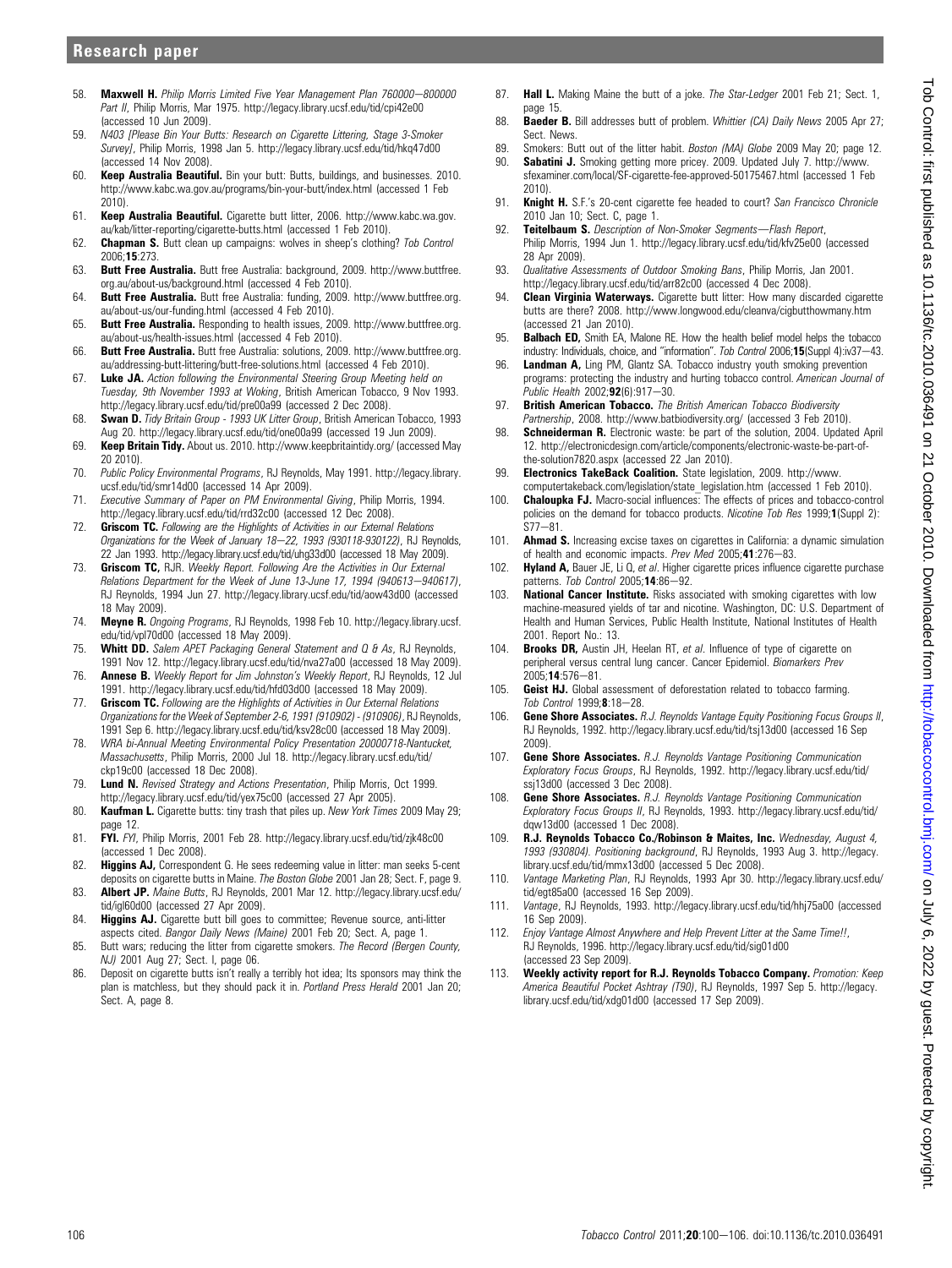58. **Maxwell H.** *Philip Morris Limited Five Year Management Plan 760000—800000 Part II*, Philip Morris, Mar 1975. http://legacy.library.ucsf.edu/tid/cpi42e00 (accessed 10 Jun 2009).
59. *N403 [Please Bin Your Butts: Research on Cigarette Littering, Stage 3-Smoker Survey]*, Philip Morris, 1998 Jan 5. http://legacy.library.ucsf.edu/tid/hkq47d00 (accessed 14 Nov 2008).
60. **Keep Australia Beautiful.** Bin your butt: Butts, buildings, and businesses. 2010. http://www.kabc.wa.gov.au/programs/bin-your-butt/index.html (accessed 1 Feb 2010).
61. **Keep Australia Beautiful.** Cigarette butt litter, 2006. http://www.kabc.wa.gov.au/kab/litter-reporting/cigarette-butts.html (accessed 1 Feb 2010).
62. **Chapman S.** Butt clean up campaigns: wolves in sheep's clothing? *Tob Control* 2006;**15**:273.
63. **Butt Free Australia.** Butt free Australia: background, 2009. http://www.buttfree.org.au/about-us/background.html (accessed 4 Feb 2010).
64. **Butt Free Australia.** Butt free Australia: funding, 2009. http://www.buttfree.org.au/about-us/our-funding.html (accessed 4 Feb 2010).
65. **Butt Free Australia.** Responding to health issues, 2009. http://www.buttfree.org.au/about-us/health-issues.html (accessed 4 Feb 2010).
66. **Butt Free Australia.** Butt free Australia: solutions, 2009. http://www.buttfree.org.au/addressing-butt-littering/butt-free-solutions.html (accessed 4 Feb 2010).
67. **Luke JA.** *Action following the Environmental Steering Group Meeting held on Tuesday, 9th November 1993 at Woking*, British American Tobacco, 9 Nov 1993. http://legacy.library.ucsf.edu/tid/pre00a99 (accessed 2 Dec 2008).
68. **Swan D.** *Tidy Britain Group - 1993 UK Litter Group*, British American Tobacco, 1993 Aug 20. http://legacy.library.ucsf.edu/tid/one00a99 (accessed 19 Jun 2009).
69. **Keep Britain Tidy.** About us. 2010. http://www.keepbritaintidy.org/ (accessed May 20 2010).
70. *Public Policy Environmental Programs*, RJ Reynolds, May 1991. http://legacy.library.ucsf.edu/tid/smr14d00 (accessed 14 Apr 2009).
71. *Executive Summary of Paper on PM Environmental Giving*, Philip Morris, 1994. http://legacy.library.ucsf.edu/tid/rrd32c00 (accessed 12 Dec 2008).
72. **Griscom TC.** *Following are the Highlights of Activities in our External Relations Organizations for the Week of January 18—22, 1993 (930118-930122)*, RJ Reynolds, 22 Jan 1993. http://legacy.library.ucsf.edu/tid/uhg33d00 (accessed 18 May 2009).
73. **Griscom TC,** RJR. *Weekly Report. Following Are the Activities in Our External Relations Department for the Week of June 13-June 17, 1994 (940613—940617)*, RJ Reynolds, 1994 Jun 27. http://legacy.library.ucsf.edu/tid/aow43d00 (accessed 18 May 2009).
74. **Meyne R.** *Ongoing Programs*, RJ Reynolds, 1998 Feb 10. http://legacy.library.ucsf.edu/tid/vpl70d00 (accessed 18 May 2009).
75. **Whitt DD.** *Salem APET Packaging General Statement and Q & As*, RJ Reynolds, 1991 Nov 12. http://legacy.library.ucsf.edu/tid/nva27a00 (accessed 18 May 2009).
76. **Annese B.** *Weekly Report for Jim Johnston's Weekly Report*, RJ Reynolds, 12 Jul 1991. http://legacy.library.ucsf.edu/tid/hfd03d00 (accessed 18 May 2009).
77. **Griscom TC.** *Following are the Highlights of Activities in Our External Relations Organizations for the Week of September 2-6, 1991 (910902) - (910906)*, RJ Reynolds, 1991 Sep 6. http://legacy.library.ucsf.edu/tid/ksv28c00 (accessed 18 May 2009).
78. *WRA bi-Annual Meeting Environmental Policy Presentation 20000718-Nantucket, Massachusetts*, Philip Morris, 2000 Jul 18. http://legacy.library.ucsf.edu/tid/ckp19c00 (accessed 18 Dec 2008).
79. **Lund N.** *Revised Strategy and Actions Presentation*, Philip Morris, Oct 1999. http://legacy.library.ucsf.edu/tid/yex75c00 (accessed 27 Apr 2005).
80. **Kaufman L.** Cigarette butts: tiny trash that piles up. *New York Times* 2009 May 29; page 12.
81. **FYI.** *FYI*, Philip Morris, 2001 Feb 28. http://legacy.library.ucsf.edu/tid/zjk48c00 (accessed 1 Dec 2008).
82. **Higgins AJ,** Correspondent G. He sees redeeming value in litter: man seeks 5-cent deposits on cigarette butts in Maine. *The Boston Globe* 2001 Jan 28; Sect. F, page 9.
83. **Albert JP.** *Maine Butts*, RJ Reynolds, 2001 Mar 12. http://legacy.library.ucsf.edu/tid/igl60d00 (accessed 27 Apr 2009).
84. **Higgins AJ.** Cigarette butt bill goes to committee; Revenue source, anti-litter aspects cited. *Bangor Daily News (Maine)* 2001 Feb 20; Sect. A, page 1.
85. Butt wars; reducing the litter from cigarette smokers. *The Record (Bergen County, NJ)* 2001 Aug 27; Sect. I, page 06.
86. Deposit on cigarette butts isn't really a terribly hot idea; Its sponsors may think the plan is matchless, but they should pack it in. *Portland Press Herald* 2001 Jan 20; Sect. A, page 8.
87. **Hall L.** Making Maine the butt of a joke. *The Star-Ledger* 2001 Feb 21; Sect. 1, page 15.
88. **Baeder B.** Bill addresses butt of problem. *Whittier (CA) Daily News* 2005 Apr 27; Sect. News.
89. Smokers: Butt out of the litter habit. *Boston (MA) Globe* 2009 May 20; page 12.
90. **Sabatini J.** Smoking getting more pricey. 2009. Updated July 7. http://www.sfexaminer.com/local/SF-cigarette-fee-approved-50175467.html (accessed 1 Feb 2010).
91. **Knight H.** S.F.'s 20-cent cigarette fee headed to court? *San Francisco Chronicle* 2010 Jan 10; Sect. C, page 1.
92. **Teitelbaum S.** *Description of Non-Smoker Segments—Flash Report*, Philip Morris, 1994 Jun 1. http://legacy.library.ucsf.edu/tid/kfv25e00 (accessed 28 Apr 2009).
93. *Qualitative Assessments of Outdoor Smoking Bans*, Philip Morris, Jan 2001. http://legacy.library.ucsf.edu/tid/arr82c00 (accessed 4 Dec 2008).
94. **Clean Virginia Waterways.** Cigarette butt litter: How many discarded cigarette butts are there? 2008. http://www.longwood.edu/cleanva/cigbutthowmany.htm (accessed 21 Jan 2010).
95. **Balbach ED,** Smith EA, Malone RE. How the health belief model helps the tobacco industry: Individuals, choice, and "information". *Tob Control* 2006;**15**(Suppl 4):iv37—43.
96. **Landman A,** Ling PM, Glantz SA. Tobacco industry youth smoking prevention programs: protecting the industry and hurting tobacco control. *American Journal of Public Health* 2002;**92**(6):917—30.
97. **British American Tobacco.** *The British American Tobacco Biodiversity Partnership*, 2008. http://www.batbiodiversity.org/ (accessed 3 Feb 2010).
98. **Schneiderman R.** Electronic waste: be part of the solution, 2004. Updated April 12. http://electronicdesign.com/article/components/electronic-waste-be-part-of-the-solution7820.aspx (accessed 22 Jan 2010).
99. **Electronics TakeBack Coalition.** State legislation, 2009. http://www.computertakeback.com/legislation/state_legislation.htm (accessed 1 Feb 2010).
100. **Chaloupka FJ.** Macro-social influences: The effects of prices and tobacco-control policies on the demand for tobacco products. *Nicotine Tob Res* 1999;**1**(Suppl 2):S77—81.
101. **Ahmad S.** Increasing excise taxes on cigarettes in California: a dynamic simulation of health and economic impacts. *Prev Med* 2005;**41**:276—83.
102. **Hyland A,** Bauer JE, Li Q, *et al*. Higher cigarette prices influence cigarette purchase patterns. *Tob Control* 2005;**14**:86—92.
103. **National Cancer Institute.** Risks associated with smoking cigarettes with low machine-measured yields of tar and nicotine. Washington, DC: U.S. Department of Health and Human Services, Public Health Institute, National Institutes of Health 2001. Report No.: 13.
104. **Brooks DR,** Austin JH, Heelan RT, *et al*. Influence of type of cigarette on peripheral versus central lung cancer. Cancer Epidemiol. *Biomarkers Prev* 2005;**14**:576—81.
105. **Geist HJ.** Global assessment of deforestation related to tobacco farming. *Tob Control* 1999;**8**:18—28.
106. **Gene Shore Associates.** *R.J. Reynolds Vantage Equity Positioning Focus Groups II*, RJ Reynolds, 1992. http://legacy.library.ucsf.edu/tid/tsj13d00 (accessed 16 Sep 2009).
107. **Gene Shore Associates.** *R.J. Reynolds Vantage Positioning Communication Exploratory Focus Groups*, RJ Reynolds, 1992. http://legacy.library.ucsf.edu/tid/ssj13d00 (accessed 3 Dec 2008).
108. **Gene Shore Associates.** *R.J. Reynolds Vantage Positioning Communication Exploratory Focus Groups II*, RJ Reynolds, 1993. http://legacy.library.ucsf.edu/tid/dqw13d00 (accessed 1 Dec 2008).
109. **R.J. Reynolds Tobacco Co./Robinson & Maites, Inc.** *Wednesday, August 4, 1993 (930804). Positioning background*, RJ Reynolds, 1993 Aug 3. http://legacy.library.ucsf.edu/tid/mmx13d00 (accessed 5 Dec 2008).
110. *Vantage Marketing Plan*, RJ Reynolds, 1993 Apr 30. http://legacy.library.ucsf.edu/tid/egt85a00 (accessed 16 Sep 2009).
111. *Vantage*, RJ Reynolds, 1993. http://legacy.library.ucsf.edu/tid/hhj75a00 (accessed 16 Sep 2009).
112. *Enjoy Vantage Almost Anywhere and Help Prevent Litter at the Same Time!!*, RJ Reynolds, 1996. http://legacy.library.ucsf.edu/tid/sig01d00 (accessed 23 Sep 2009).
113. **Weekly activity report for R.J. Reynolds Tobacco Company.** *Promotion: Keep America Beautiful Pocket Ashtray (T90)*, RJ Reynolds, 1997 Sep 5. http://legacy.library.ucsf.edu/tid/xdg01d00 (accessed 17 Sep 2009).